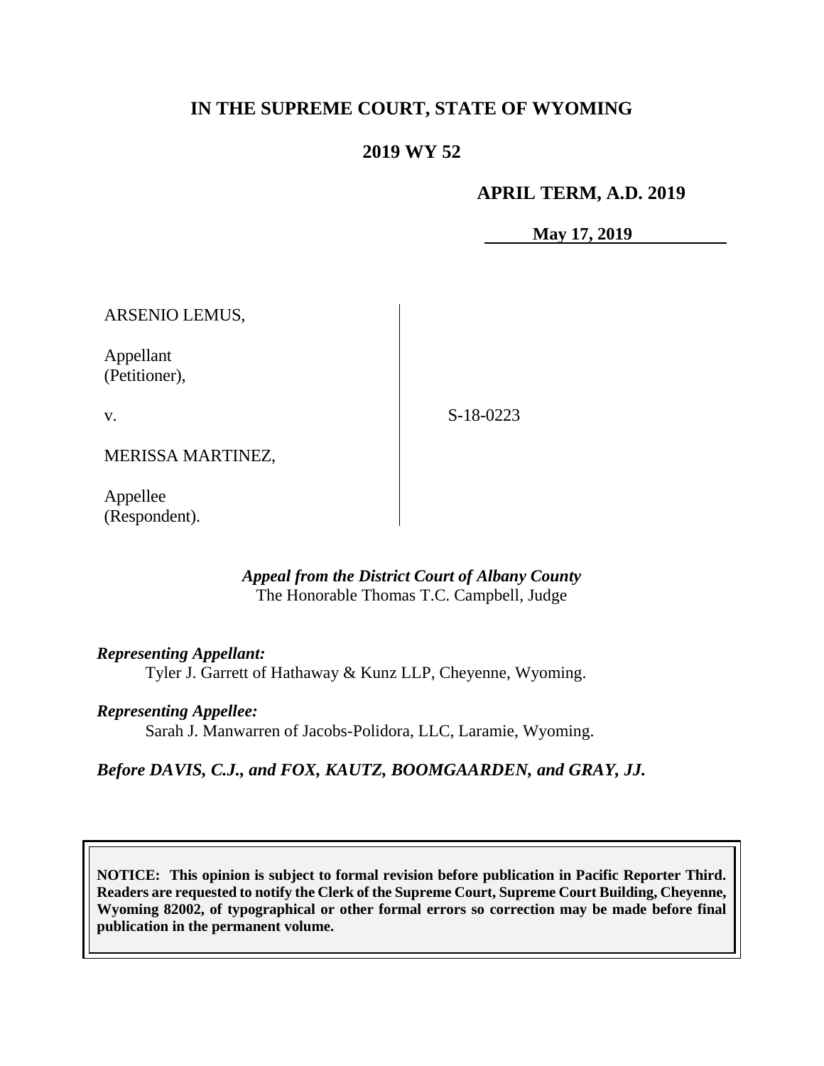# IN THE SUPREME COURT, STATE OF WYOMING

## 2019 WY 52

**APRIL TERM, A.D. 2019**

**May 17, 2019**

ARSENIO LEMUS,

Appellant
(Petitioner),

v.

MERISSA MARTINEZ,

Appellee
(Respondent).

S-18-0223

*Appeal from the District Court of Albany County*
The Honorable Thomas T.C. Campbell, Judge

***Representing Appellant:***
Tyler J. Garrett of Hathaway & Kunz LLP, Cheyenne, Wyoming.

***Representing Appellee:***
Sarah J. Manwarren of Jacobs-Polidora, LLC, Laramie, Wyoming.

***Before DAVIS, C.J., and FOX, KAUTZ, BOOMGAARDEN, and GRAY, JJ.***

**NOTICE: This opinion is subject to formal revision before publication in Pacific Reporter Third. Readers are requested to notify the Clerk of the Supreme Court, Supreme Court Building, Cheyenne, Wyoming 82002, of typographical or other formal errors so correction may be made before final publication in the permanent volume.**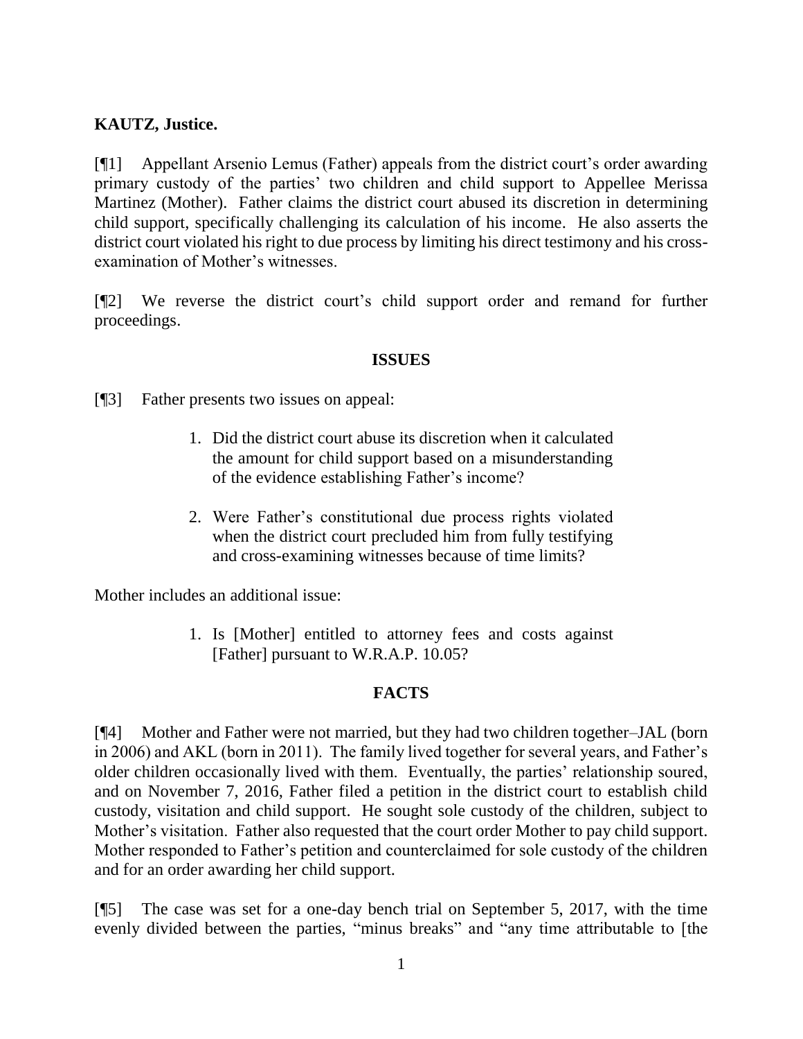**KAUTZ, Justice.**

[¶1] Appellant Arsenio Lemus (Father) appeals from the district court's order awarding primary custody of the parties' two children and child support to Appellee Merissa Martinez (Mother). Father claims the district court abused its discretion in determining child support, specifically challenging its calculation of his income. He also asserts the district court violated his right to due process by limiting his direct testimony and his cross-examination of Mother's witnesses.

[¶2] We reverse the district court's child support order and remand for further proceedings.

## ISSUES

[¶3] Father presents two issues on appeal:

> 1. Did the district court abuse its discretion when it calculated the amount for child support based on a misunderstanding of the evidence establishing Father's income?
>
> 2. Were Father's constitutional due process rights violated when the district court precluded him from fully testifying and cross-examining witnesses because of time limits?

Mother includes an additional issue:

> 1. Is [Mother] entitled to attorney fees and costs against [Father] pursuant to W.R.A.P. 10.05?

## FACTS

[¶4] Mother and Father were not married, but they had two children together–JAL (born in 2006) and AKL (born in 2011). The family lived together for several years, and Father's older children occasionally lived with them. Eventually, the parties' relationship soured, and on November 7, 2016, Father filed a petition in the district court to establish child custody, visitation and child support. He sought sole custody of the children, subject to Mother's visitation. Father also requested that the court order Mother to pay child support. Mother responded to Father's petition and counterclaimed for sole custody of the children and for an order awarding her child support.

[¶5] The case was set for a one-day bench trial on September 5, 2017, with the time evenly divided between the parties, "minus breaks" and "any time attributable to [the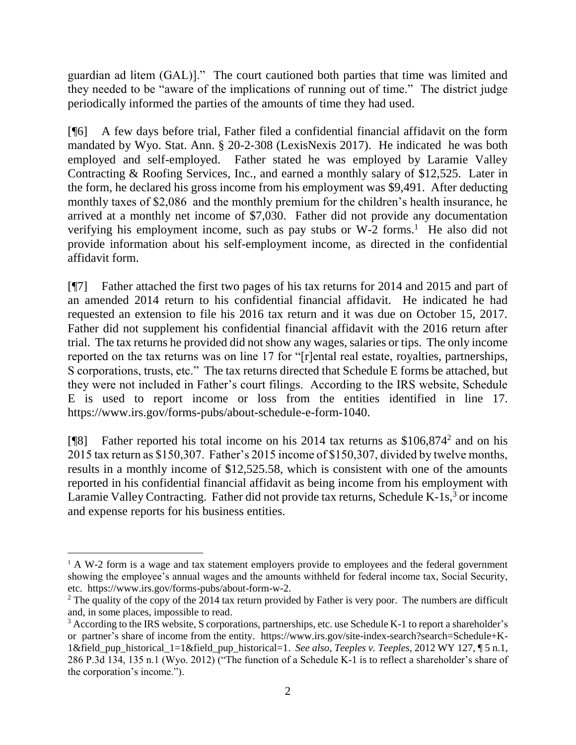guardian ad litem (GAL)]." The court cautioned both parties that time was limited and they needed to be "aware of the implications of running out of time." The district judge periodically informed the parties of the amounts of time they had used.

[¶6] A few days before trial, Father filed a confidential financial affidavit on the form mandated by Wyo. Stat. Ann. § 20-2-308 (LexisNexis 2017). He indicated he was both employed and self-employed. Father stated he was employed by Laramie Valley Contracting & Roofing Services, Inc., and earned a monthly salary of $12,525. Later in the form, he declared his gross income from his employment was $9,491. After deducting monthly taxes of $2,086 and the monthly premium for the children's health insurance, he arrived at a monthly net income of $7,030. Father did not provide any documentation verifying his employment income, such as pay stubs or W-2 forms.[1] He also did not provide information about his self-employment income, as directed in the confidential affidavit form.

[¶7] Father attached the first two pages of his tax returns for 2014 and 2015 and part of an amended 2014 return to his confidential financial affidavit. He indicated he had requested an extension to file his 2016 tax return and it was due on October 15, 2017. Father did not supplement his confidential financial affidavit with the 2016 return after trial. The tax returns he provided did not show any wages, salaries or tips. The only income reported on the tax returns was on line 17 for "[r]ental real estate, royalties, partnerships, S corporations, trusts, etc." The tax returns directed that Schedule E forms be attached, but they were not included in Father's court filings. According to the IRS website, Schedule E is used to report income or loss from the entities identified in line 17. https://www.irs.gov/forms-pubs/about-schedule-e-form-1040.

[¶8] Father reported his total income on his 2014 tax returns as $106,874[2] and on his 2015 tax return as $150,307. Father's 2015 income of $150,307, divided by twelve months, results in a monthly income of $12,525.58, which is consistent with one of the amounts reported in his confidential financial affidavit as being income from his employment with Laramie Valley Contracting. Father did not provide tax returns, Schedule K-1s,[3] or income and expense reports for his business entities.

---

[1] A W-2 form is a wage and tax statement employers provide to employees and the federal government showing the employee's annual wages and the amounts withheld for federal income tax, Social Security, etc. https://www.irs.gov/forms-pubs/about-form-w-2.

[2] The quality of the copy of the 2014 tax return provided by Father is very poor. The numbers are difficult and, in some places, impossible to read.

[3] According to the IRS website, S corporations, partnerships, etc. use Schedule K-1 to report a shareholder's or partner's share of income from the entity. https://www.irs.gov/site-index-search?search=Schedule+K-1&field_pup_historical_1=1&field_pup_historical=1. *See also, Teeples v. Teeples*, 2012 WY 127, ¶ 5 n.1, 286 P.3d 134, 135 n.1 (Wyo. 2012) ("The function of a Schedule K-1 is to reflect a shareholder's share of the corporation's income.").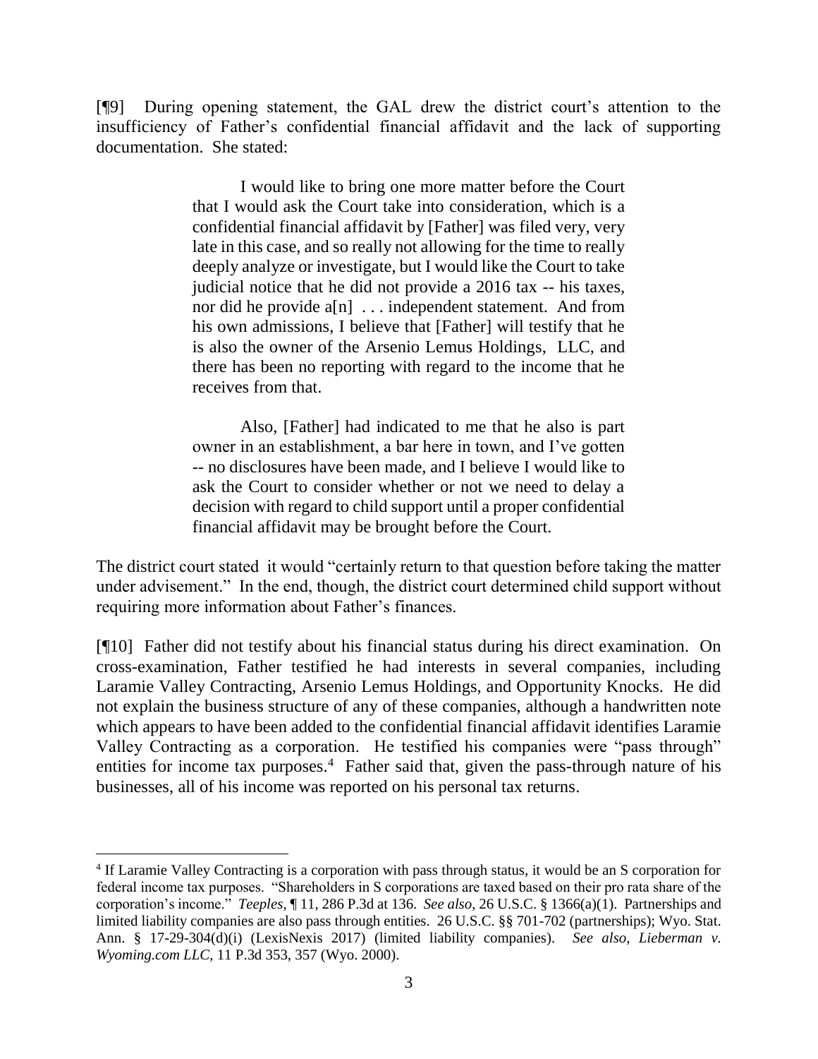[¶9] During opening statement, the GAL drew the district court's attention to the insufficiency of Father's confidential financial affidavit and the lack of supporting documentation. She stated:

> I would like to bring one more matter before the Court that I would ask the Court take into consideration, which is a confidential financial affidavit by [Father] was filed very, very late in this case, and so really not allowing for the time to really deeply analyze or investigate, but I would like the Court to take judicial notice that he did not provide a 2016 tax -- his taxes, nor did he provide a[n] . . . independent statement. And from his own admissions, I believe that [Father] will testify that he is also the owner of the Arsenio Lemus Holdings, LLC, and there has been no reporting with regard to the income that he receives from that.
>
> Also, [Father] had indicated to me that he also is part owner in an establishment, a bar here in town, and I've gotten -- no disclosures have been made, and I believe I would like to ask the Court to consider whether or not we need to delay a decision with regard to child support until a proper confidential financial affidavit may be brought before the Court.

The district court stated it would "certainly return to that question before taking the matter under advisement." In the end, though, the district court determined child support without requiring more information about Father's finances.

[¶10] Father did not testify about his financial status during his direct examination. On cross-examination, Father testified he had interests in several companies, including Laramie Valley Contracting, Arsenio Lemus Holdings, and Opportunity Knocks. He did not explain the business structure of any of these companies, although a handwritten note which appears to have been added to the confidential financial affidavit identifies Laramie Valley Contracting as a corporation. He testified his companies were "pass through" entities for income tax purposes.[4] Father said that, given the pass-through nature of his businesses, all of his income was reported on his personal tax returns.

---

[4] If Laramie Valley Contracting is a corporation with pass through status, it would be an S corporation for federal income tax purposes. "Shareholders in S corporations are taxed based on their pro rata share of the corporation's income." *Teeples*, ¶ 11, 286 P.3d at 136. *See also*, 26 U.S.C. § 1366(a)(1). Partnerships and limited liability companies are also pass through entities. 26 U.S.C. §§ 701-702 (partnerships); Wyo. Stat. Ann. § 17-29-304(d)(i) (LexisNexis 2017) (limited liability companies). *See also*, *Lieberman v. Wyoming.com LLC*, 11 P.3d 353, 357 (Wyo. 2000).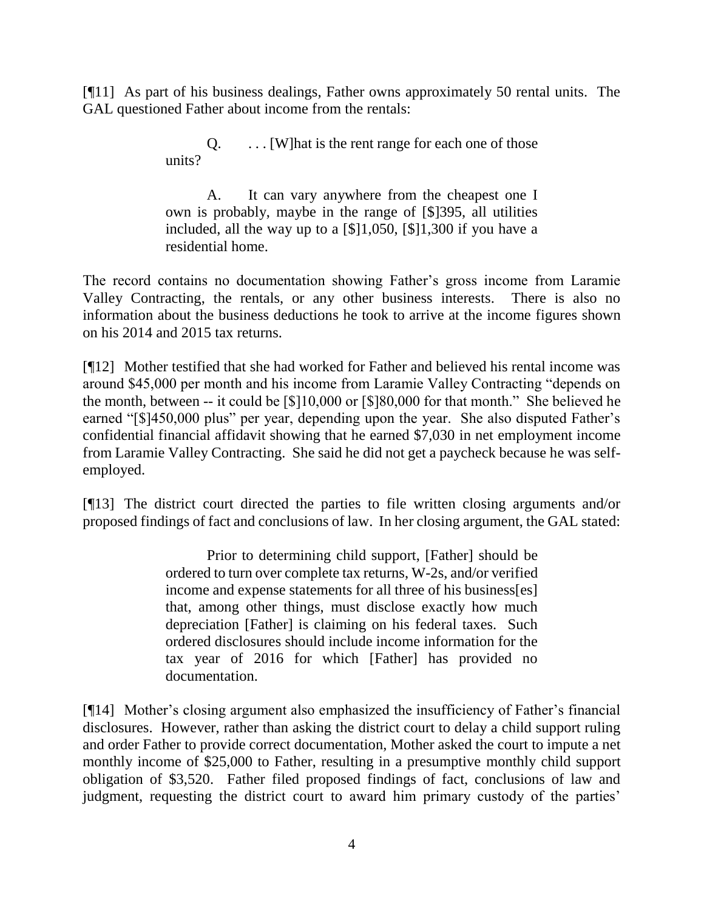[¶11] As part of his business dealings, Father owns approximately 50 rental units. The GAL questioned Father about income from the rentals:

> Q. . . . [W]hat is the rent range for each one of those units?
>
> A. It can vary anywhere from the cheapest one I own is probably, maybe in the range of [$]395, all utilities included, all the way up to a [$]1,050, [$]1,300 if you have a residential home.

The record contains no documentation showing Father's gross income from Laramie Valley Contracting, the rentals, or any other business interests. There is also no information about the business deductions he took to arrive at the income figures shown on his 2014 and 2015 tax returns.

[¶12] Mother testified that she had worked for Father and believed his rental income was around $45,000 per month and his income from Laramie Valley Contracting "depends on the month, between -- it could be [$]10,000 or [$]80,000 for that month." She believed he earned "[$]450,000 plus" per year, depending upon the year. She also disputed Father's confidential financial affidavit showing that he earned $7,030 in net employment income from Laramie Valley Contracting. She said he did not get a paycheck because he was self-employed.

[¶13] The district court directed the parties to file written closing arguments and/or proposed findings of fact and conclusions of law. In her closing argument, the GAL stated:

> Prior to determining child support, [Father] should be ordered to turn over complete tax returns, W-2s, and/or verified income and expense statements for all three of his business[es] that, among other things, must disclose exactly how much depreciation [Father] is claiming on his federal taxes. Such ordered disclosures should include income information for the tax year of 2016 for which [Father] has provided no documentation.

[¶14] Mother's closing argument also emphasized the insufficiency of Father's financial disclosures. However, rather than asking the district court to delay a child support ruling and order Father to provide correct documentation, Mother asked the court to impute a net monthly income of $25,000 to Father, resulting in a presumptive monthly child support obligation of $3,520. Father filed proposed findings of fact, conclusions of law and judgment, requesting the district court to award him primary custody of the parties'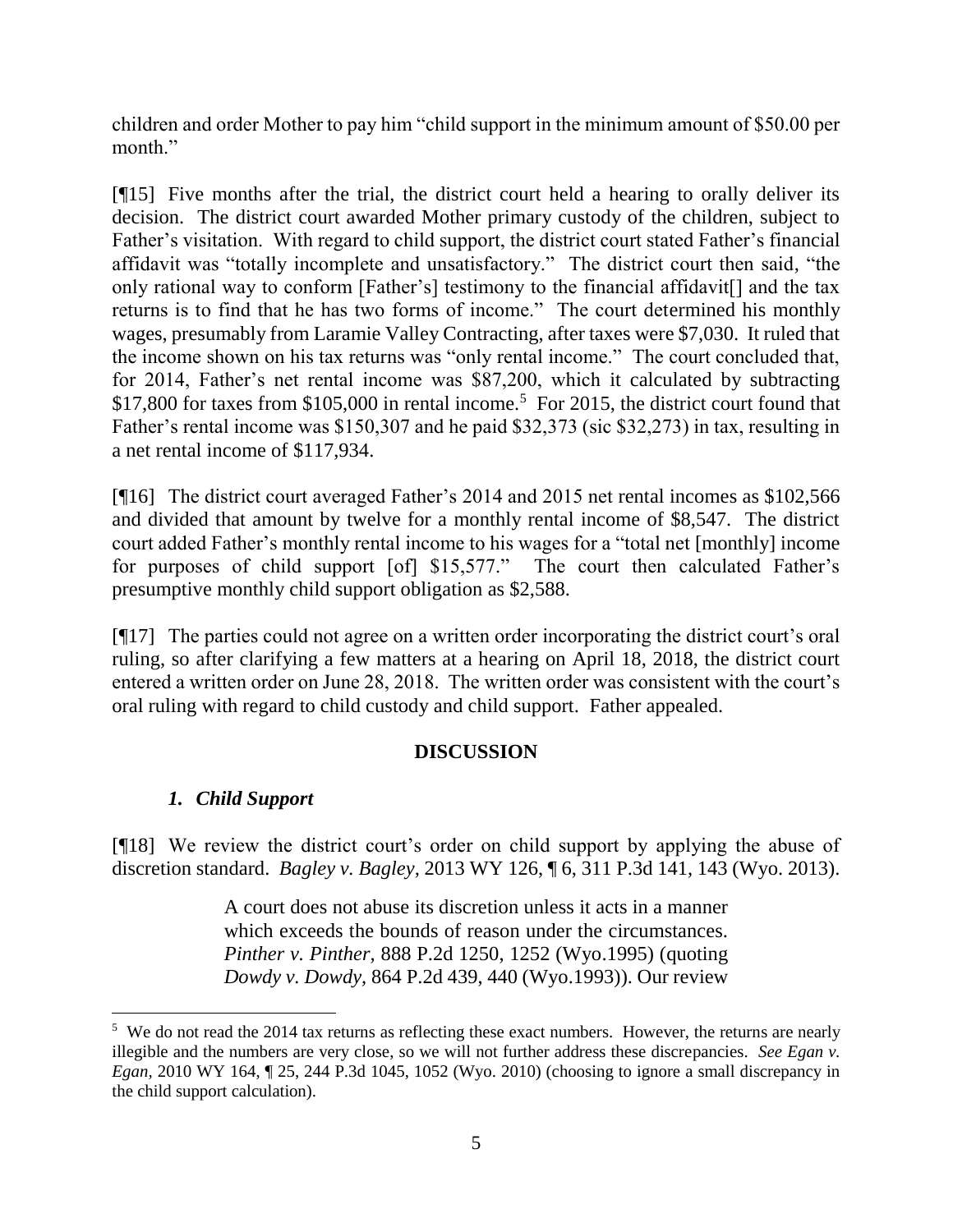children and order Mother to pay him "child support in the minimum amount of $50.00 per month."

[¶15] Five months after the trial, the district court held a hearing to orally deliver its decision. The district court awarded Mother primary custody of the children, subject to Father's visitation. With regard to child support, the district court stated Father's financial affidavit was "totally incomplete and unsatisfactory." The district court then said, "the only rational way to conform [Father's] testimony to the financial affidavit[] and the tax returns is to find that he has two forms of income." The court determined his monthly wages, presumably from Laramie Valley Contracting, after taxes were $7,030. It ruled that the income shown on his tax returns was "only rental income." The court concluded that, for 2014, Father's net rental income was $87,200, which it calculated by subtracting $17,800 for taxes from $105,000 in rental income.[5] For 2015, the district court found that Father's rental income was $150,307 and he paid $32,373 (sic $32,273) in tax, resulting in a net rental income of $117,934.

[¶16] The district court averaged Father's 2014 and 2015 net rental incomes as $102,566 and divided that amount by twelve for a monthly rental income of $8,547. The district court added Father's monthly rental income to his wages for a "total net [monthly] income for purposes of child support [of] $15,577." The court then calculated Father's presumptive monthly child support obligation as $2,588.

[¶17] The parties could not agree on a written order incorporating the district court's oral ruling, so after clarifying a few matters at a hearing on April 18, 2018, the district court entered a written order on June 28, 2018. The written order was consistent with the court's oral ruling with regard to child custody and child support. Father appealed.

## DISCUSSION

### *1. Child Support*

[¶18] We review the district court's order on child support by applying the abuse of discretion standard. *Bagley v. Bagley*, 2013 WY 126, ¶ 6, 311 P.3d 141, 143 (Wyo. 2013).

> A court does not abuse its discretion unless it acts in a manner which exceeds the bounds of reason under the circumstances. *Pinther v. Pinther*, 888 P.2d 1250, 1252 (Wyo.1995) (quoting *Dowdy v. Dowdy*, 864 P.2d 439, 440 (Wyo.1993)). Our review

[5] We do not read the 2014 tax returns as reflecting these exact numbers. However, the returns are nearly illegible and the numbers are very close, so we will not further address these discrepancies. *See Egan v. Egan*, 2010 WY 164, ¶ 25, 244 P.3d 1045, 1052 (Wyo. 2010) (choosing to ignore a small discrepancy in the child support calculation).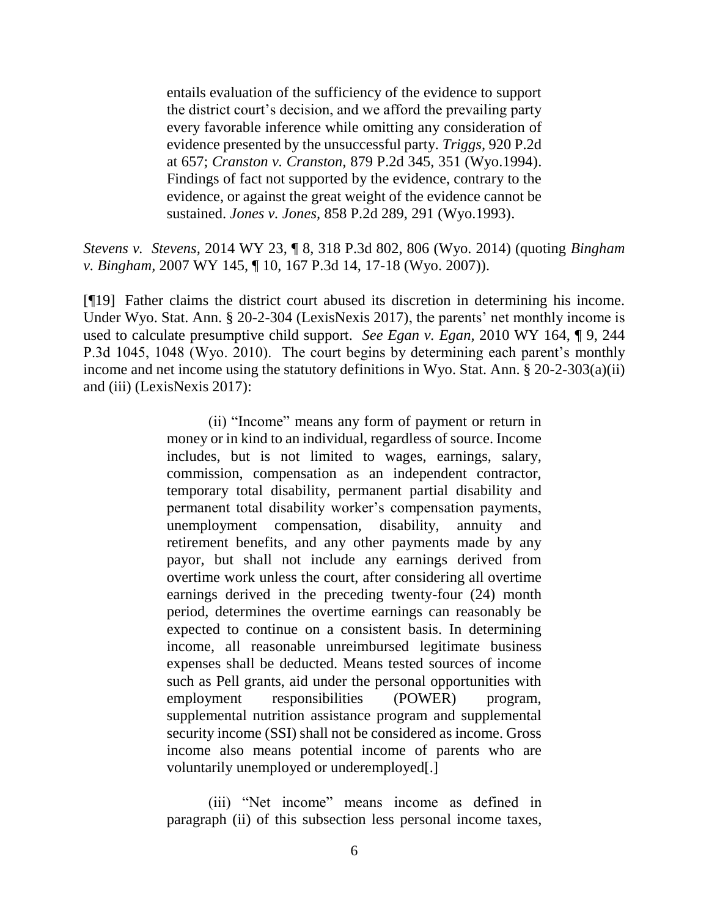> entails evaluation of the sufficiency of the evidence to support the district court's decision, and we afford the prevailing party every favorable inference while omitting any consideration of evidence presented by the unsuccessful party. *Triggs*, 920 P.2d at 657; *Cranston v. Cranston*, 879 P.2d 345, 351 (Wyo.1994). Findings of fact not supported by the evidence, contrary to the evidence, or against the great weight of the evidence cannot be sustained. *Jones v. Jones*, 858 P.2d 289, 291 (Wyo.1993).

*Stevens v. Stevens*, 2014 WY 23, ¶ 8, 318 P.3d 802, 806 (Wyo. 2014) (quoting *Bingham v. Bingham*, 2007 WY 145, ¶ 10, 167 P.3d 14, 17-18 (Wyo. 2007)).

[¶19] Father claims the district court abused its discretion in determining his income. Under Wyo. Stat. Ann. § 20-2-304 (LexisNexis 2017), the parents' net monthly income is used to calculate presumptive child support. *See Egan v. Egan*, 2010 WY 164, ¶ 9, 244 P.3d 1045, 1048 (Wyo. 2010). The court begins by determining each parent's monthly income and net income using the statutory definitions in Wyo. Stat. Ann. § 20-2-303(a)(ii) and (iii) (LexisNexis 2017):

> (ii) "Income" means any form of payment or return in money or in kind to an individual, regardless of source. Income includes, but is not limited to wages, earnings, salary, commission, compensation as an independent contractor, temporary total disability, permanent partial disability and permanent total disability worker's compensation payments, unemployment compensation, disability, annuity and retirement benefits, and any other payments made by any payor, but shall not include any earnings derived from overtime work unless the court, after considering all overtime earnings derived in the preceding twenty-four (24) month period, determines the overtime earnings can reasonably be expected to continue on a consistent basis. In determining income, all reasonable unreimbursed legitimate business expenses shall be deducted. Means tested sources of income such as Pell grants, aid under the personal opportunities with employment responsibilities (POWER) program, supplemental nutrition assistance program and supplemental security income (SSI) shall not be considered as income. Gross income also means potential income of parents who are voluntarily unemployed or underemployed[.]
>
> (iii) "Net income" means income as defined in paragraph (ii) of this subsection less personal income taxes,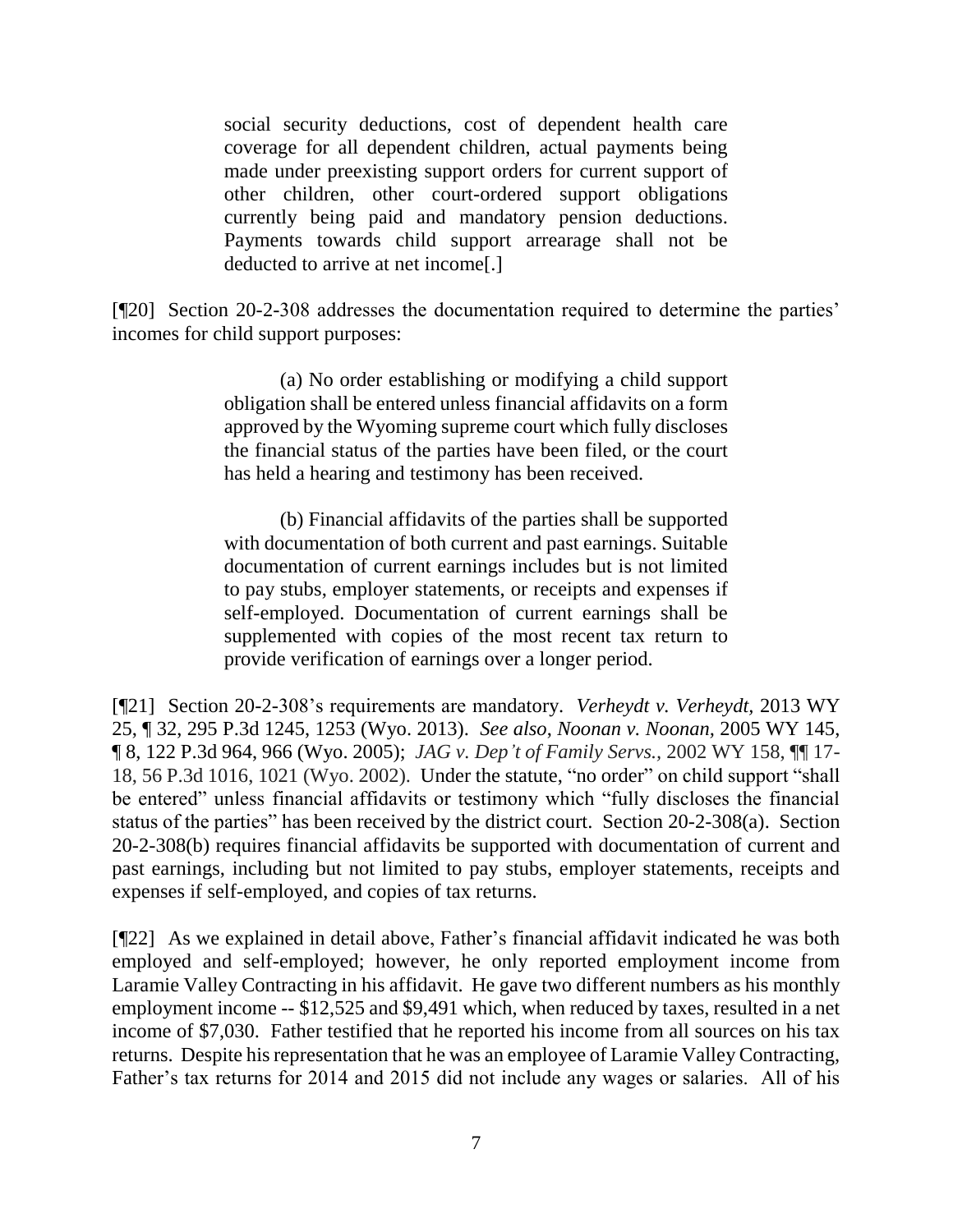> social security deductions, cost of dependent health care coverage for all dependent children, actual payments being made under preexisting support orders for current support of other children, other court-ordered support obligations currently being paid and mandatory pension deductions. Payments towards child support arrearage shall not be deducted to arrive at net income[.]

[¶20] Section 20-2-308 addresses the documentation required to determine the parties' incomes for child support purposes:

> (a) No order establishing or modifying a child support obligation shall be entered unless financial affidavits on a form approved by the Wyoming supreme court which fully discloses the financial status of the parties have been filed, or the court has held a hearing and testimony has been received.
>
> (b) Financial affidavits of the parties shall be supported with documentation of both current and past earnings. Suitable documentation of current earnings includes but is not limited to pay stubs, employer statements, or receipts and expenses if self-employed. Documentation of current earnings shall be supplemented with copies of the most recent tax return to provide verification of earnings over a longer period.

[¶21] Section 20-2-308's requirements are mandatory. *Verheydt v. Verheydt*, 2013 WY 25, ¶ 32, 295 P.3d 1245, 1253 (Wyo. 2013). *See also*, *Noonan v. Noonan*, 2005 WY 145, ¶ 8, 122 P.3d 964, 966 (Wyo. 2005); *JAG v. Dep't of Family Servs.*, 2002 WY 158, ¶¶ 17-18, 56 P.3d 1016, 1021 (Wyo. 2002). Under the statute, "no order" on child support "shall be entered" unless financial affidavits or testimony which "fully discloses the financial status of the parties" has been received by the district court. Section 20-2-308(a). Section 20-2-308(b) requires financial affidavits be supported with documentation of current and past earnings, including but not limited to pay stubs, employer statements, receipts and expenses if self-employed, and copies of tax returns.

[¶22] As we explained in detail above, Father's financial affidavit indicated he was both employed and self-employed; however, he only reported employment income from Laramie Valley Contracting in his affidavit. He gave two different numbers as his monthly employment income -- $12,525 and $9,491 which, when reduced by taxes, resulted in a net income of $7,030. Father testified that he reported his income from all sources on his tax returns. Despite his representation that he was an employee of Laramie Valley Contracting, Father's tax returns for 2014 and 2015 did not include any wages or salaries. All of his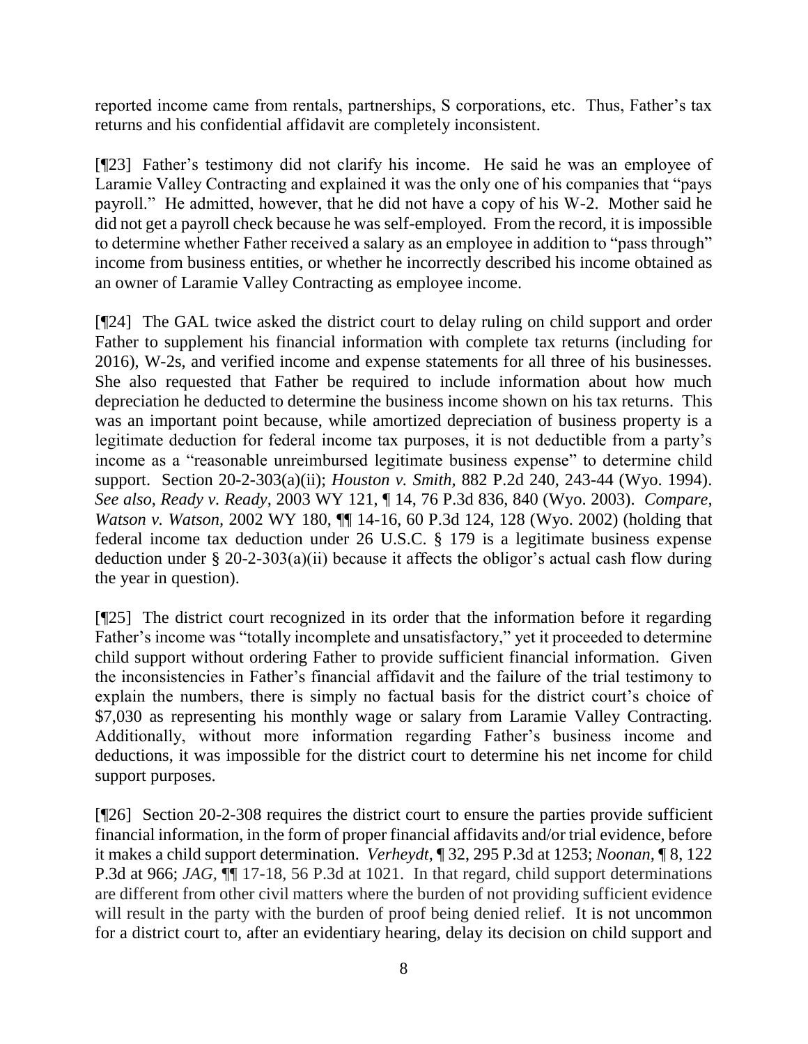reported income came from rentals, partnerships, S corporations, etc. Thus, Father's tax returns and his confidential affidavit are completely inconsistent.

[¶23] Father's testimony did not clarify his income. He said he was an employee of Laramie Valley Contracting and explained it was the only one of his companies that "pays payroll." He admitted, however, that he did not have a copy of his W-2. Mother said he did not get a payroll check because he was self-employed. From the record, it is impossible to determine whether Father received a salary as an employee in addition to "pass through" income from business entities, or whether he incorrectly described his income obtained as an owner of Laramie Valley Contracting as employee income.

[¶24] The GAL twice asked the district court to delay ruling on child support and order Father to supplement his financial information with complete tax returns (including for 2016), W-2s, and verified income and expense statements for all three of his businesses. She also requested that Father be required to include information about how much depreciation he deducted to determine the business income shown on his tax returns. This was an important point because, while amortized depreciation of business property is a legitimate deduction for federal income tax purposes, it is not deductible from a party's income as a "reasonable unreimbursed legitimate business expense" to determine child support. Section 20-2-303(a)(ii); *Houston v. Smith,* 882 P.2d 240, 243-44 (Wyo. 1994). *See also, Ready v. Ready,* 2003 WY 121, ¶ 14, 76 P.3d 836, 840 (Wyo. 2003). *Compare, Watson v. Watson*, 2002 WY 180, ¶¶ 14-16, 60 P.3d 124, 128 (Wyo. 2002) (holding that federal income tax deduction under 26 U.S.C. § 179 is a legitimate business expense deduction under § 20-2-303(a)(ii) because it affects the obligor's actual cash flow during the year in question).

[¶25] The district court recognized in its order that the information before it regarding Father's income was "totally incomplete and unsatisfactory," yet it proceeded to determine child support without ordering Father to provide sufficient financial information. Given the inconsistencies in Father's financial affidavit and the failure of the trial testimony to explain the numbers, there is simply no factual basis for the district court's choice of $7,030 as representing his monthly wage or salary from Laramie Valley Contracting. Additionally, without more information regarding Father's business income and deductions, it was impossible for the district court to determine his net income for child support purposes.

[¶26] Section 20-2-308 requires the district court to ensure the parties provide sufficient financial information, in the form of proper financial affidavits and/or trial evidence, before it makes a child support determination. *Verheydt*, ¶ 32, 295 P.3d at 1253; *Noonan*, ¶ 8, 122 P.3d at 966; *JAG,* ¶¶ 17-18, 56 P.3d at 1021. In that regard, child support determinations are different from other civil matters where the burden of not providing sufficient evidence will result in the party with the burden of proof being denied relief. It is not uncommon for a district court to, after an evidentiary hearing, delay its decision on child support and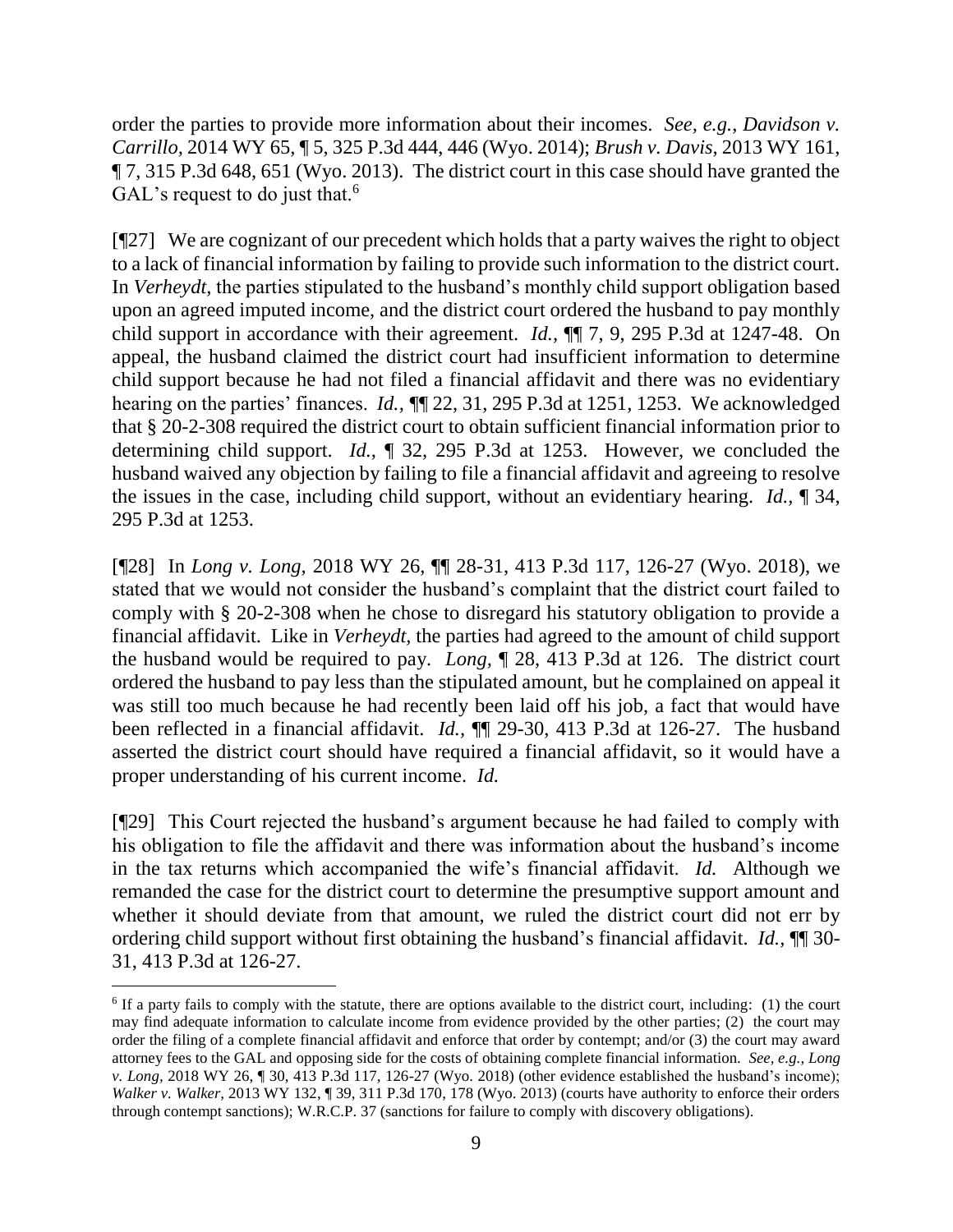order the parties to provide more information about their incomes. *See, e.g.*, *Davidson v. Carrillo*, 2014 WY 65, ¶ 5, 325 P.3d 444, 446 (Wyo. 2014); *Brush v. Davis*, 2013 WY 161, ¶ 7, 315 P.3d 648, 651 (Wyo. 2013). The district court in this case should have granted the GAL's request to do just that.[6]

[¶27] We are cognizant of our precedent which holds that a party waives the right to object to a lack of financial information by failing to provide such information to the district court. In *Verheydt*, the parties stipulated to the husband's monthly child support obligation based upon an agreed imputed income, and the district court ordered the husband to pay monthly child support in accordance with their agreement. *Id.*, ¶¶ 7, 9, 295 P.3d at 1247-48. On appeal, the husband claimed the district court had insufficient information to determine child support because he had not filed a financial affidavit and there was no evidentiary hearing on the parties' finances. *Id.*, ¶¶ 22, 31, 295 P.3d at 1251, 1253. We acknowledged that § 20-2-308 required the district court to obtain sufficient financial information prior to determining child support. *Id.*, ¶ 32, 295 P.3d at 1253. However, we concluded the husband waived any objection by failing to file a financial affidavit and agreeing to resolve the issues in the case, including child support, without an evidentiary hearing. *Id.*, ¶ 34, 295 P.3d at 1253.

[¶28] In *Long v. Long*, 2018 WY 26, ¶¶ 28-31, 413 P.3d 117, 126-27 (Wyo. 2018), we stated that we would not consider the husband's complaint that the district court failed to comply with § 20-2-308 when he chose to disregard his statutory obligation to provide a financial affidavit. Like in *Verheydt*, the parties had agreed to the amount of child support the husband would be required to pay. *Long*, ¶ 28, 413 P.3d at 126. The district court ordered the husband to pay less than the stipulated amount, but he complained on appeal it was still too much because he had recently been laid off his job, a fact that would have been reflected in a financial affidavit. *Id.*, ¶¶ 29-30, 413 P.3d at 126-27. The husband asserted the district court should have required a financial affidavit, so it would have a proper understanding of his current income. *Id.*

[¶29] This Court rejected the husband's argument because he had failed to comply with his obligation to file the affidavit and there was information about the husband's income in the tax returns which accompanied the wife's financial affidavit. *Id.* Although we remanded the case for the district court to determine the presumptive support amount and whether it should deviate from that amount, we ruled the district court did not err by ordering child support without first obtaining the husband's financial affidavit. *Id.*, ¶¶ 30-31, 413 P.3d at 126-27.

---

[6] If a party fails to comply with the statute, there are options available to the district court, including: (1) the court may find adequate information to calculate income from evidence provided by the other parties; (2) the court may order the filing of a complete financial affidavit and enforce that order by contempt; and/or (3) the court may award attorney fees to the GAL and opposing side for the costs of obtaining complete financial information. *See, e.g.*, *Long v. Long*, 2018 WY 26, ¶ 30, 413 P.3d 117, 126-27 (Wyo. 2018) (other evidence established the husband's income); *Walker v. Walker*, 2013 WY 132, ¶ 39, 311 P.3d 170, 178 (Wyo. 2013) (courts have authority to enforce their orders through contempt sanctions); W.R.C.P. 37 (sanctions for failure to comply with discovery obligations).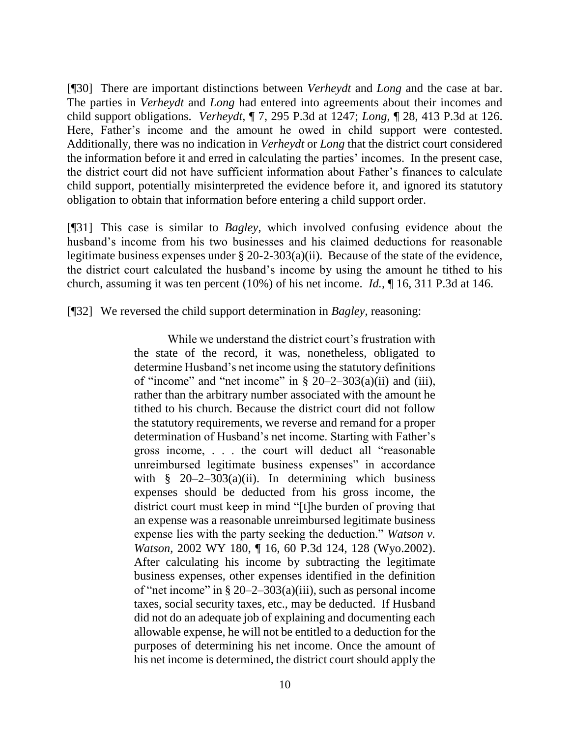[¶30] There are important distinctions between *Verheydt* and *Long* and the case at bar. The parties in *Verheydt* and *Long* had entered into agreements about their incomes and child support obligations. *Verheydt*, ¶ 7, 295 P.3d at 1247; *Long*, ¶ 28, 413 P.3d at 126. Here, Father's income and the amount he owed in child support were contested. Additionally, there was no indication in *Verheydt* or *Long* that the district court considered the information before it and erred in calculating the parties' incomes. In the present case, the district court did not have sufficient information about Father's finances to calculate child support, potentially misinterpreted the evidence before it, and ignored its statutory obligation to obtain that information before entering a child support order.

[¶31] This case is similar to *Bagley*, which involved confusing evidence about the husband's income from his two businesses and his claimed deductions for reasonable legitimate business expenses under § 20-2-303(a)(ii). Because of the state of the evidence, the district court calculated the husband's income by using the amount he tithed to his church, assuming it was ten percent (10%) of his net income. *Id.*, ¶ 16, 311 P.3d at 146.

[¶32] We reversed the child support determination in *Bagley*, reasoning:

> While we understand the district court's frustration with the state of the record, it was, nonetheless, obligated to determine Husband's net income using the statutory definitions of "income" and "net income" in § 20–2–303(a)(ii) and (iii), rather than the arbitrary number associated with the amount he tithed to his church. Because the district court did not follow the statutory requirements, we reverse and remand for a proper determination of Husband's net income. Starting with Father's gross income, . . . the court will deduct all "reasonable unreimbursed legitimate business expenses" in accordance with § 20–2–303(a)(ii). In determining which business expenses should be deducted from his gross income, the district court must keep in mind "[t]he burden of proving that an expense was a reasonable unreimbursed legitimate business expense lies with the party seeking the deduction." *Watson v. Watson*, 2002 WY 180, ¶ 16, 60 P.3d 124, 128 (Wyo.2002). After calculating his income by subtracting the legitimate business expenses, other expenses identified in the definition of "net income" in § 20–2–303(a)(iii), such as personal income taxes, social security taxes, etc., may be deducted. If Husband did not do an adequate job of explaining and documenting each allowable expense, he will not be entitled to a deduction for the purposes of determining his net income. Once the amount of his net income is determined, the district court should apply the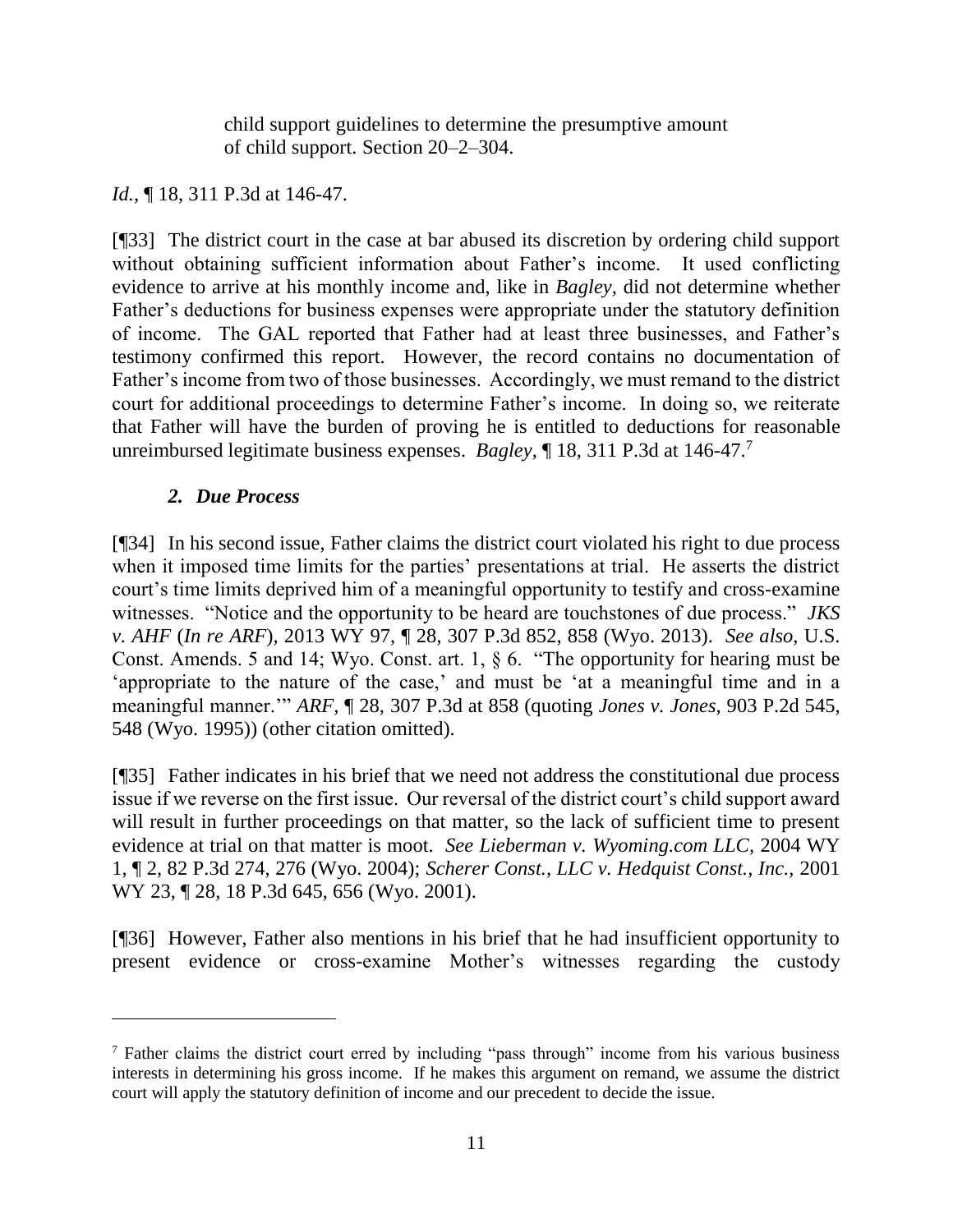> child support guidelines to determine the presumptive amount of child support. Section 20–2–304.

*Id.*, ¶ 18, 311 P.3d at 146-47.

[¶33] The district court in the case at bar abused its discretion by ordering child support without obtaining sufficient information about Father's income. It used conflicting evidence to arrive at his monthly income and, like in *Bagley*, did not determine whether Father's deductions for business expenses were appropriate under the statutory definition of income. The GAL reported that Father had at least three businesses, and Father's testimony confirmed this report. However, the record contains no documentation of Father's income from two of those businesses. Accordingly, we must remand to the district court for additional proceedings to determine Father's income. In doing so, we reiterate that Father will have the burden of proving he is entitled to deductions for reasonable unreimbursed legitimate business expenses. *Bagley*, ¶ 18, 311 P.3d at 146-47.[7]

### *2. Due Process*

[¶34] In his second issue, Father claims the district court violated his right to due process when it imposed time limits for the parties' presentations at trial. He asserts the district court's time limits deprived him of a meaningful opportunity to testify and cross-examine witnesses. "Notice and the opportunity to be heard are touchstones of due process." *JKS v. AHF* (*In re ARF*), 2013 WY 97, ¶ 28, 307 P.3d 852, 858 (Wyo. 2013). *See also*, U.S. Const. Amends. 5 and 14; Wyo. Const. art. 1, § 6. "The opportunity for hearing must be 'appropriate to the nature of the case,' and must be 'at a meaningful time and in a meaningful manner.'" *ARF*, ¶ 28, 307 P.3d at 858 (quoting *Jones v. Jones*, 903 P.2d 545, 548 (Wyo. 1995)) (other citation omitted).

[¶35] Father indicates in his brief that we need not address the constitutional due process issue if we reverse on the first issue. Our reversal of the district court's child support award will result in further proceedings on that matter, so the lack of sufficient time to present evidence at trial on that matter is moot. *See Lieberman v. Wyoming.com LLC*, 2004 WY 1, ¶ 2, 82 P.3d 274, 276 (Wyo. 2004); *Scherer Const., LLC v. Hedquist Const., Inc.*, 2001 WY 23, ¶ 28, 18 P.3d 645, 656 (Wyo. 2001).

[¶36] However, Father also mentions in his brief that he had insufficient opportunity to present evidence or cross-examine Mother's witnesses regarding the custody

---

[7] Father claims the district court erred by including "pass through" income from his various business interests in determining his gross income. If he makes this argument on remand, we assume the district court will apply the statutory definition of income and our precedent to decide the issue.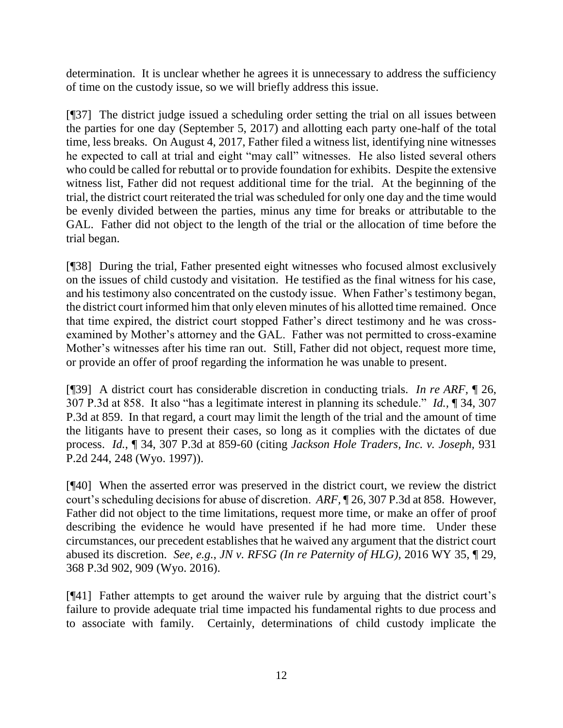determination. It is unclear whether he agrees it is unnecessary to address the sufficiency of time on the custody issue, so we will briefly address this issue.

[¶37] The district judge issued a scheduling order setting the trial on all issues between the parties for one day (September 5, 2017) and allotting each party one-half of the total time, less breaks. On August 4, 2017, Father filed a witness list, identifying nine witnesses he expected to call at trial and eight "may call" witnesses. He also listed several others who could be called for rebuttal or to provide foundation for exhibits. Despite the extensive witness list, Father did not request additional time for the trial. At the beginning of the trial, the district court reiterated the trial was scheduled for only one day and the time would be evenly divided between the parties, minus any time for breaks or attributable to the GAL. Father did not object to the length of the trial or the allocation of time before the trial began.

[¶38] During the trial, Father presented eight witnesses who focused almost exclusively on the issues of child custody and visitation. He testified as the final witness for his case, and his testimony also concentrated on the custody issue. When Father's testimony began, the district court informed him that only eleven minutes of his allotted time remained. Once that time expired, the district court stopped Father's direct testimony and he was cross-examined by Mother's attorney and the GAL. Father was not permitted to cross-examine Mother's witnesses after his time ran out. Still, Father did not object, request more time, or provide an offer of proof regarding the information he was unable to present.

[¶39] A district court has considerable discretion in conducting trials. *In re ARF*, ¶ 26, 307 P.3d at 858. It also "has a legitimate interest in planning its schedule." *Id.*, ¶ 34, 307 P.3d at 859. In that regard, a court may limit the length of the trial and the amount of time the litigants have to present their cases, so long as it complies with the dictates of due process. *Id.*, ¶ 34, 307 P.3d at 859-60 (citing *Jackson Hole Traders, Inc. v. Joseph*, 931 P.2d 244, 248 (Wyo. 1997)).

[¶40] When the asserted error was preserved in the district court, we review the district court's scheduling decisions for abuse of discretion. *ARF*, ¶ 26, 307 P.3d at 858. However, Father did not object to the time limitations, request more time, or make an offer of proof describing the evidence he would have presented if he had more time. Under these circumstances, our precedent establishes that he waived any argument that the district court abused its discretion. *See, e.g.*, *JN v. RFSG (In re Paternity of HLG)*, 2016 WY 35, ¶ 29, 368 P.3d 902, 909 (Wyo. 2016).

[¶41] Father attempts to get around the waiver rule by arguing that the district court's failure to provide adequate trial time impacted his fundamental rights to due process and to associate with family. Certainly, determinations of child custody implicate the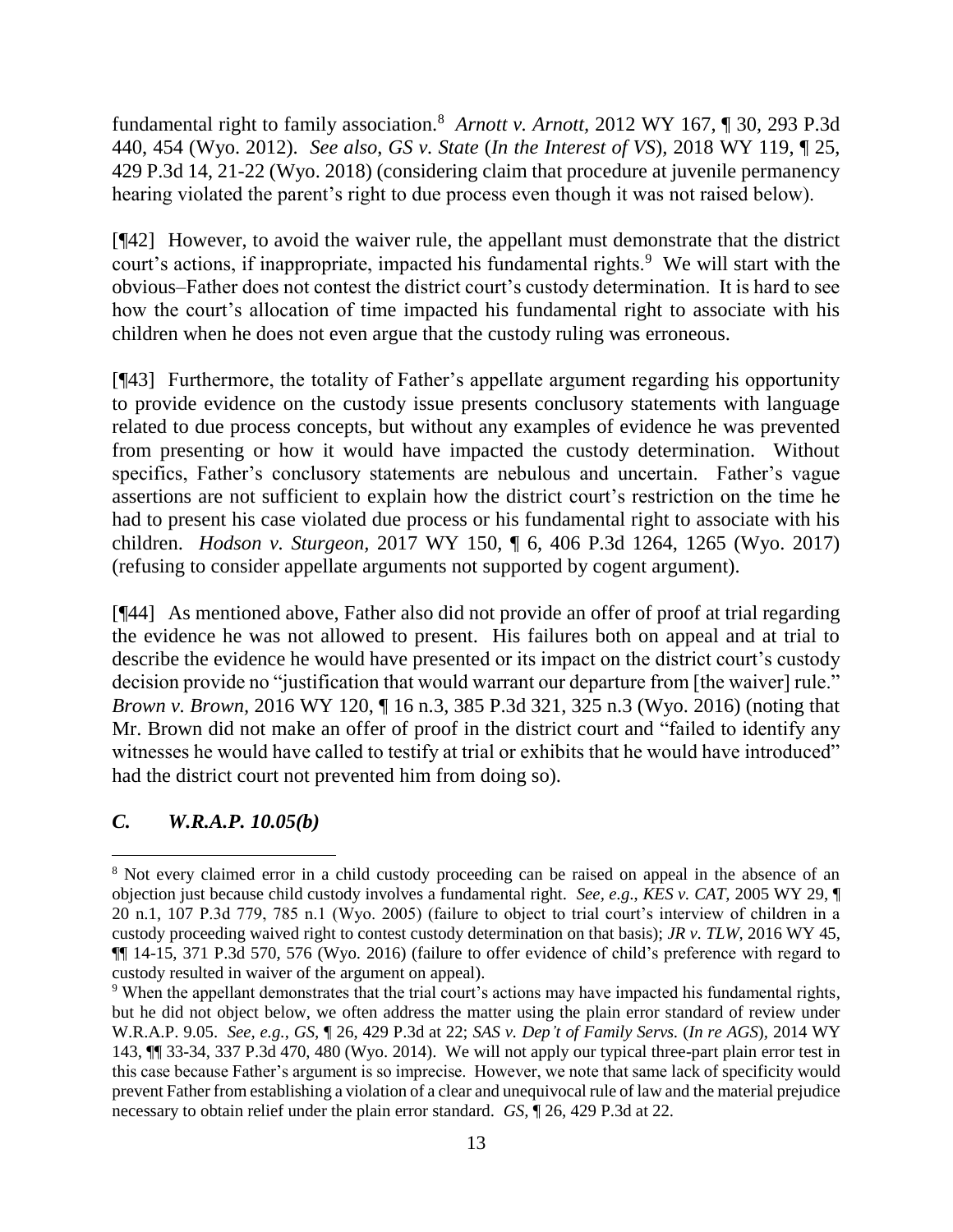fundamental right to family association.[8] *Arnott v. Arnott*, 2012 WY 167, ¶ 30, 293 P.3d 440, 454 (Wyo. 2012). *See also*, *GS v. State* (*In the Interest of VS*), 2018 WY 119, ¶ 25, 429 P.3d 14, 21-22 (Wyo. 2018) (considering claim that procedure at juvenile permanency hearing violated the parent's right to due process even though it was not raised below).

[¶42] However, to avoid the waiver rule, the appellant must demonstrate that the district court's actions, if inappropriate, impacted his fundamental rights.[9] We will start with the obvious–Father does not contest the district court's custody determination. It is hard to see how the court's allocation of time impacted his fundamental right to associate with his children when he does not even argue that the custody ruling was erroneous.

[¶43] Furthermore, the totality of Father's appellate argument regarding his opportunity to provide evidence on the custody issue presents conclusory statements with language related to due process concepts, but without any examples of evidence he was prevented from presenting or how it would have impacted the custody determination. Without specifics, Father's conclusory statements are nebulous and uncertain. Father's vague assertions are not sufficient to explain how the district court's restriction on the time he had to present his case violated due process or his fundamental right to associate with his children. *Hodson v. Sturgeon*, 2017 WY 150, ¶ 6, 406 P.3d 1264, 1265 (Wyo. 2017) (refusing to consider appellate arguments not supported by cogent argument).

[¶44] As mentioned above, Father also did not provide an offer of proof at trial regarding the evidence he was not allowed to present. His failures both on appeal and at trial to describe the evidence he would have presented or its impact on the district court's custody decision provide no "justification that would warrant our departure from [the waiver] rule." *Brown v. Brown*, 2016 WY 120, ¶ 16 n.3, 385 P.3d 321, 325 n.3 (Wyo. 2016) (noting that Mr. Brown did not make an offer of proof in the district court and "failed to identify any witnesses he would have called to testify at trial or exhibits that he would have introduced" had the district court not prevented him from doing so).

### *C. W.R.A.P. 10.05(b)*

---

[8] Not every claimed error in a child custody proceeding can be raised on appeal in the absence of an objection just because child custody involves a fundamental right. *See, e.g.*, *KES v. CAT*, 2005 WY 29, ¶ 20 n.1, 107 P.3d 779, 785 n.1 (Wyo. 2005) (failure to object to trial court's interview of children in a custody proceeding waived right to contest custody determination on that basis); *JR v. TLW*, 2016 WY 45, ¶¶ 14-15, 371 P.3d 570, 576 (Wyo. 2016) (failure to offer evidence of child's preference with regard to custody resulted in waiver of the argument on appeal).

[9] When the appellant demonstrates that the trial court's actions may have impacted his fundamental rights, but he did not object below, we often address the matter using the plain error standard of review under W.R.A.P. 9.05. *See, e.g.*, *GS*, ¶ 26, 429 P.3d at 22; *SAS v. Dep't of Family Servs.* (*In re AGS*), 2014 WY 143, ¶¶ 33-34, 337 P.3d 470, 480 (Wyo. 2014). We will not apply our typical three-part plain error test in this case because Father's argument is so imprecise. However, we note that same lack of specificity would prevent Father from establishing a violation of a clear and unequivocal rule of law and the material prejudice necessary to obtain relief under the plain error standard. *GS*, ¶ 26, 429 P.3d at 22.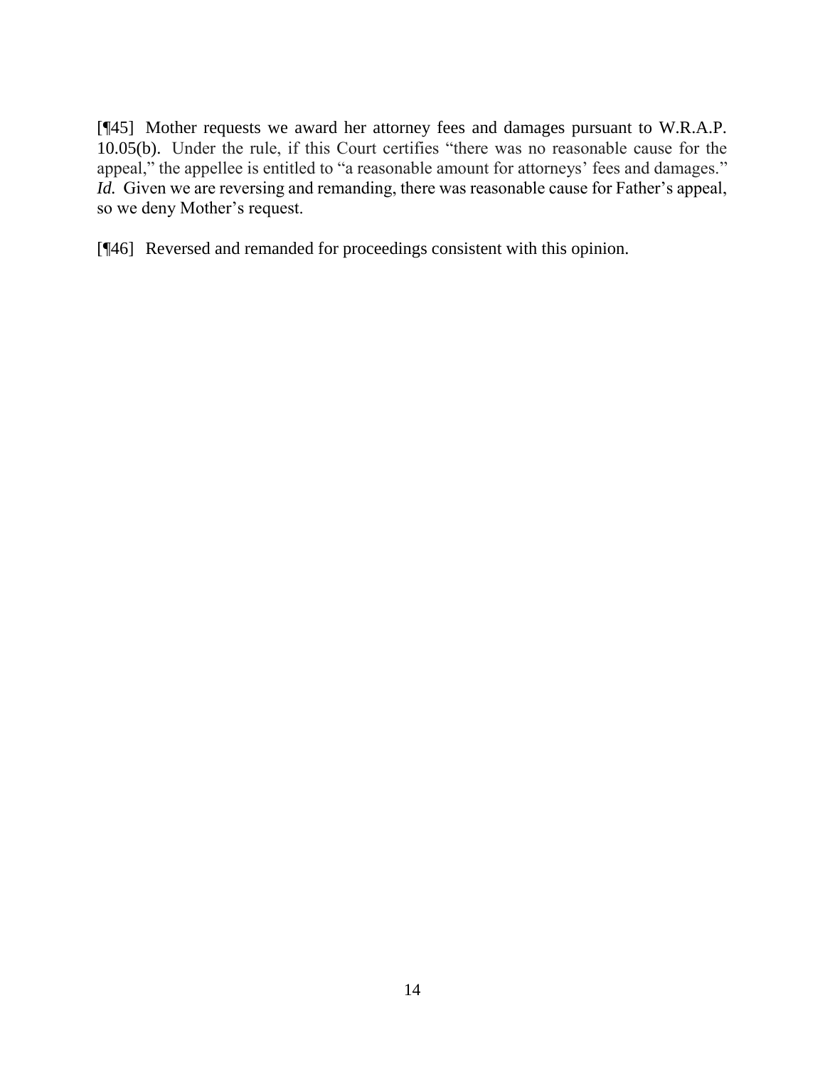[¶45] Mother requests we award her attorney fees and damages pursuant to W.R.A.P. 10.05(b). Under the rule, if this Court certifies "there was no reasonable cause for the appeal," the appellee is entitled to "a reasonable amount for attorneys' fees and damages." *Id.* Given we are reversing and remanding, there was reasonable cause for Father's appeal, so we deny Mother's request.

[¶46] Reversed and remanded for proceedings consistent with this opinion.